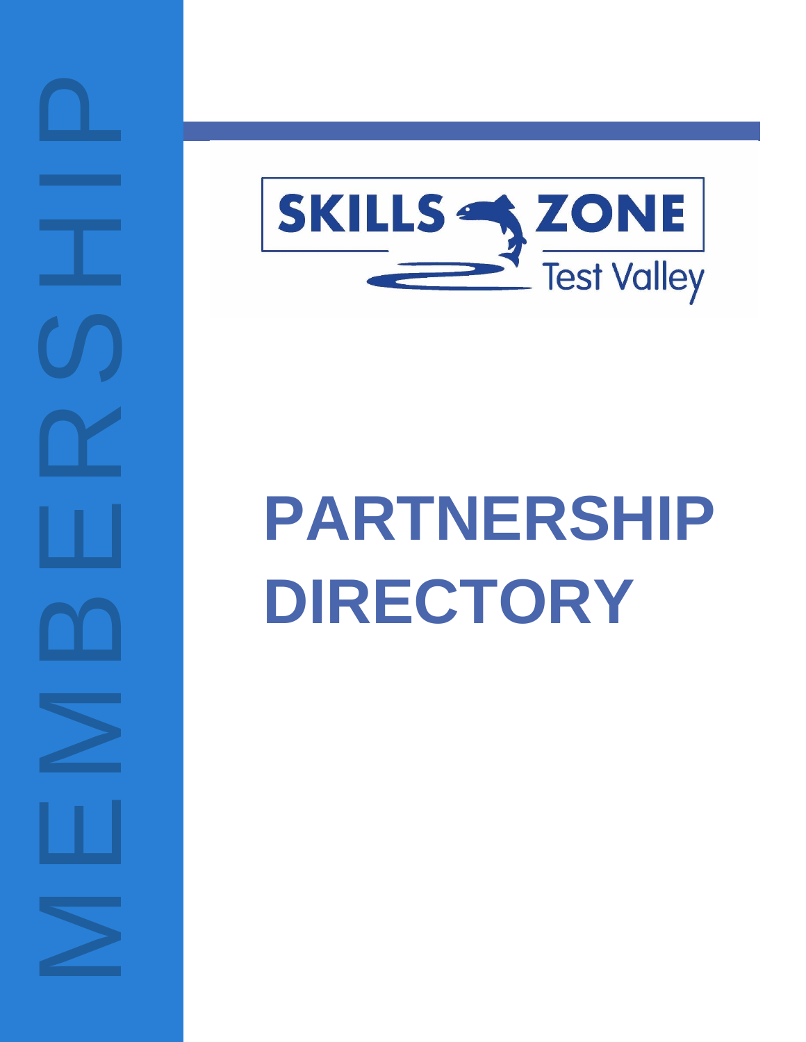MEMBERSHIP

SKILLS ZONE

Test Valley

# PARTNERSHIP DIRECTORY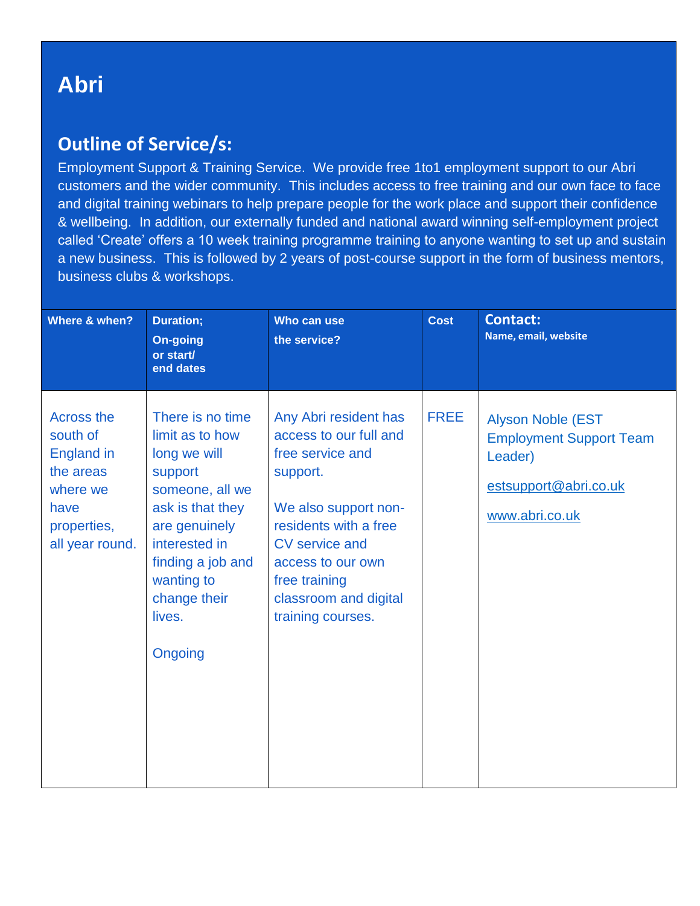# Abri

## Outline of Service/s:

Employment Support & Training Service. We provide free 1to1 employment support to our Abri customers and the wider community. This includes access to free training and our own face to face and digital training webinars to help prepare people for the work place and support their confidence & wellbeing. In addition, our externally funded and national award winning self-employment project called 'Create' offers a 10 week training programme training to anyone wanting to set up and sustain a new business. This is followed by 2 years of post-course support in the form of business mentors, business clubs & workshops.

| Where & when? | Duration; On-going or start/ end dates | Who can use the service? | Cost | Contact: Name, email, website |
|---|---|---|---|---|
| Across the south of England in the areas where we have properties, all year round. | There is no time limit as to how long we will support someone, all we ask is that they are genuinely interested in finding a job and wanting to change their lives.<br><br>Ongoing | Any Abri resident has access to our full and free service and support.<br><br>We also support non-residents with a free CV service and access to our own free training classroom and digital training courses. | FREE | Alyson Noble (EST Employment Support Team Leader)<br><br>estsupport@abri.co.uk<br><br>www.abri.co.uk |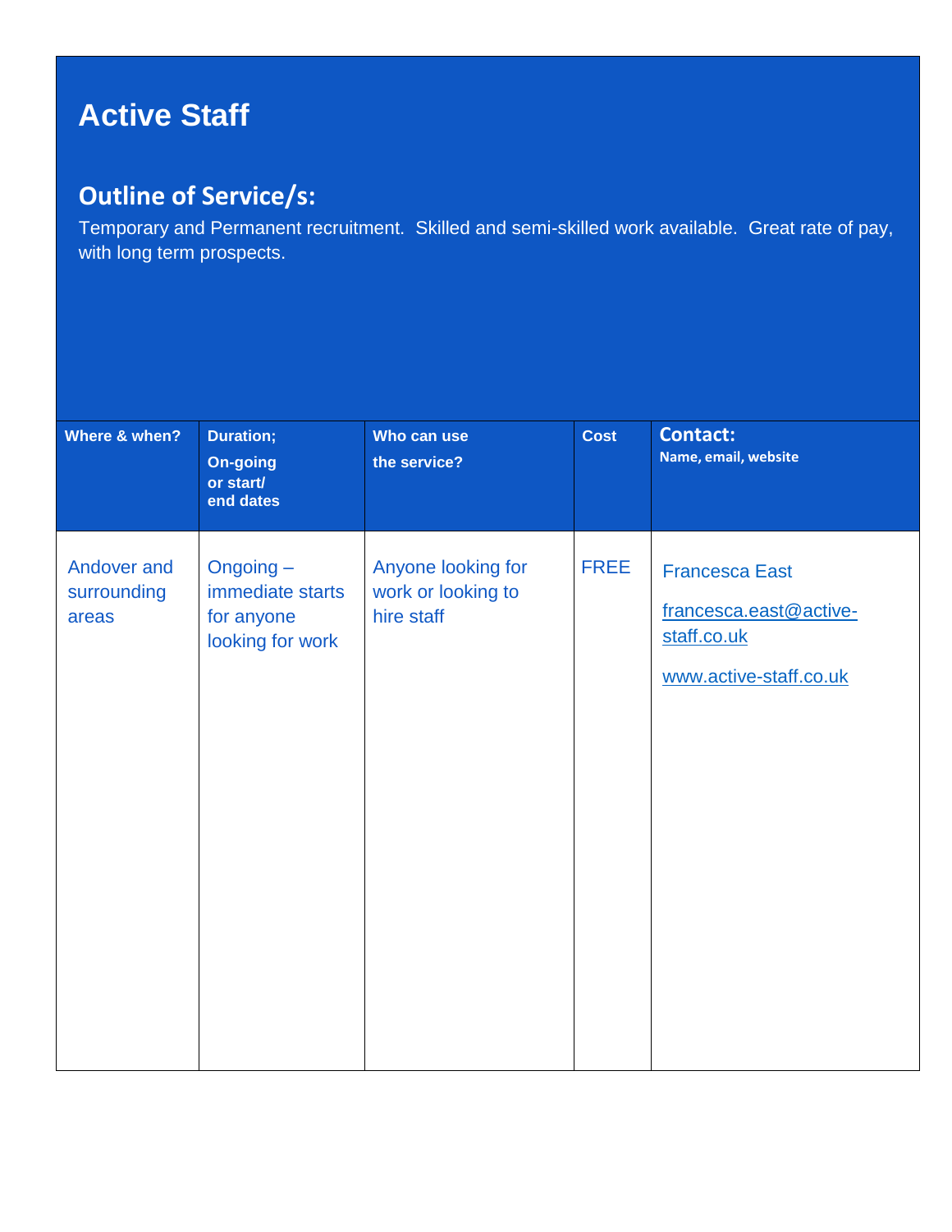# Active Staff

## Outline of Service/s:

Temporary and Permanent recruitment. Skilled and semi-skilled work available. Great rate of pay, with long term prospects.

| Where & when? | Duration; On-going or start/ end dates | Who can use the service? | Cost | Contact: Name, email, website |
|---|---|---|---|---|
| Andover and surrounding areas | Ongoing – immediate starts for anyone looking for work | Anyone looking for work or looking to hire staff | FREE | Francesca East<br>francesca.east@active-staff.co.uk<br>www.active-staff.co.uk |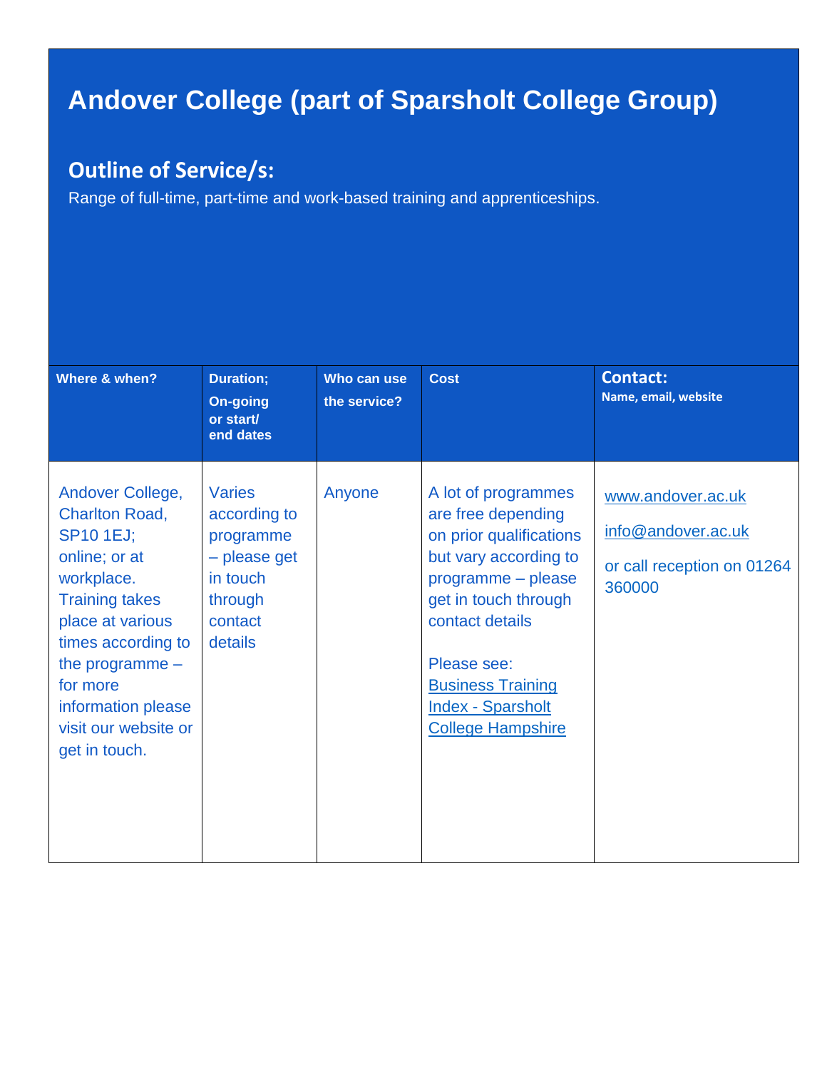# Andover College (part of Sparsholt College Group)

## Outline of Service/s:

Range of full-time, part-time and work-based training and apprenticeships.

| Where & when? | Duration; On-going or start/ end dates | Who can use the service? | Cost | Contact: Name, email, website |
|---|---|---|---|---|
| Andover College, Charlton Road, SP10 1EJ; online; or at workplace. Training takes place at various times according to the programme – for more information please visit our website or get in touch. | Varies according to programme – please get in touch through contact details | Anyone | A lot of programmes are free depending on prior qualifications but vary according to programme – please get in touch through contact details<br><br>Please see: Business Training Index - Sparsholt College Hampshire | www.andover.ac.uk<br><br>info@andover.ac.uk<br><br>or call reception on 01264 360000 |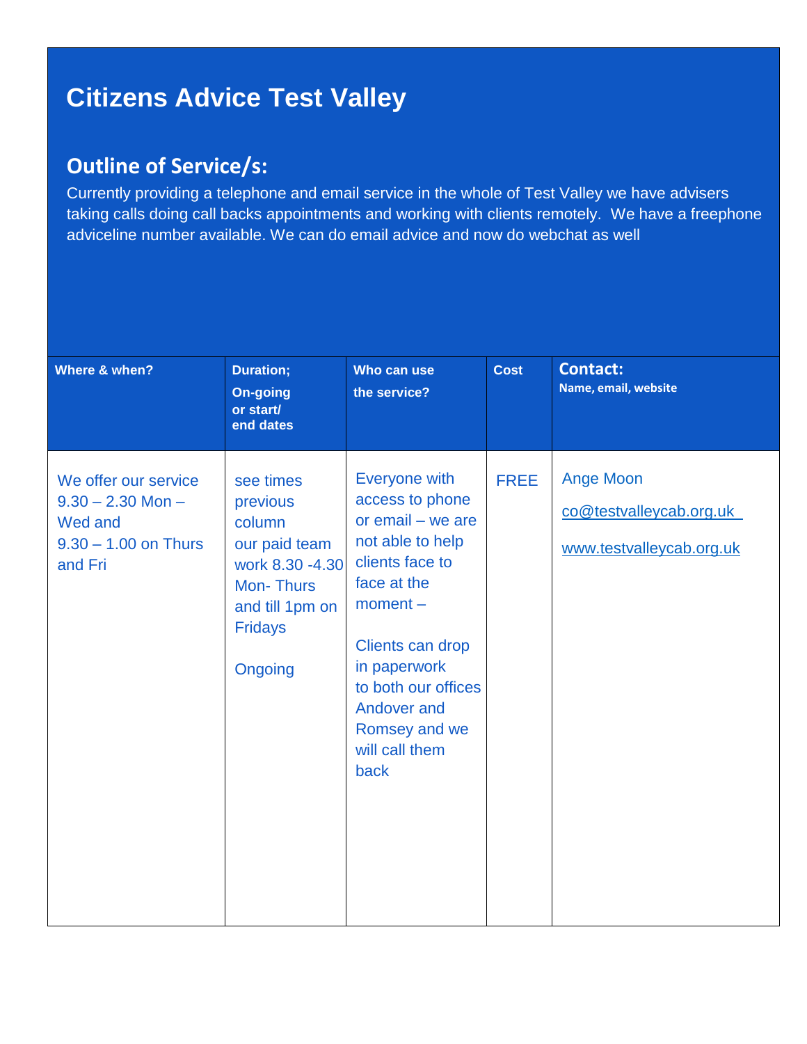# Citizens Advice Test Valley

## Outline of Service/s:

Currently providing a telephone and email service in the whole of Test Valley we have advisers taking calls doing call backs appointments and working with clients remotely. We have a freephone adviceline number available. We can do email advice and now do webchat as well

| Where & when? | Duration; On-going or start/ end dates | Who can use the service? | Cost | Contact: Name, email, website |
|---|---|---|---|---|
| We offer our service 9.30 – 2.30 Mon – Wed and 9.30 – 1.00 on Thurs and Fri | see times previous column our paid team work 8.30 -4.30 Mon- Thurs and till 1pm on Fridays<br><br>Ongoing | Everyone with access to phone or email – we are not able to help clients face to face at the moment –<br><br>Clients can drop in paperwork to both our offices Andover and Romsey and we will call them back | FREE | Ange Moon<br><br>co@testvalleycab.org.uk<br><br>www.testvalleycab.org.uk |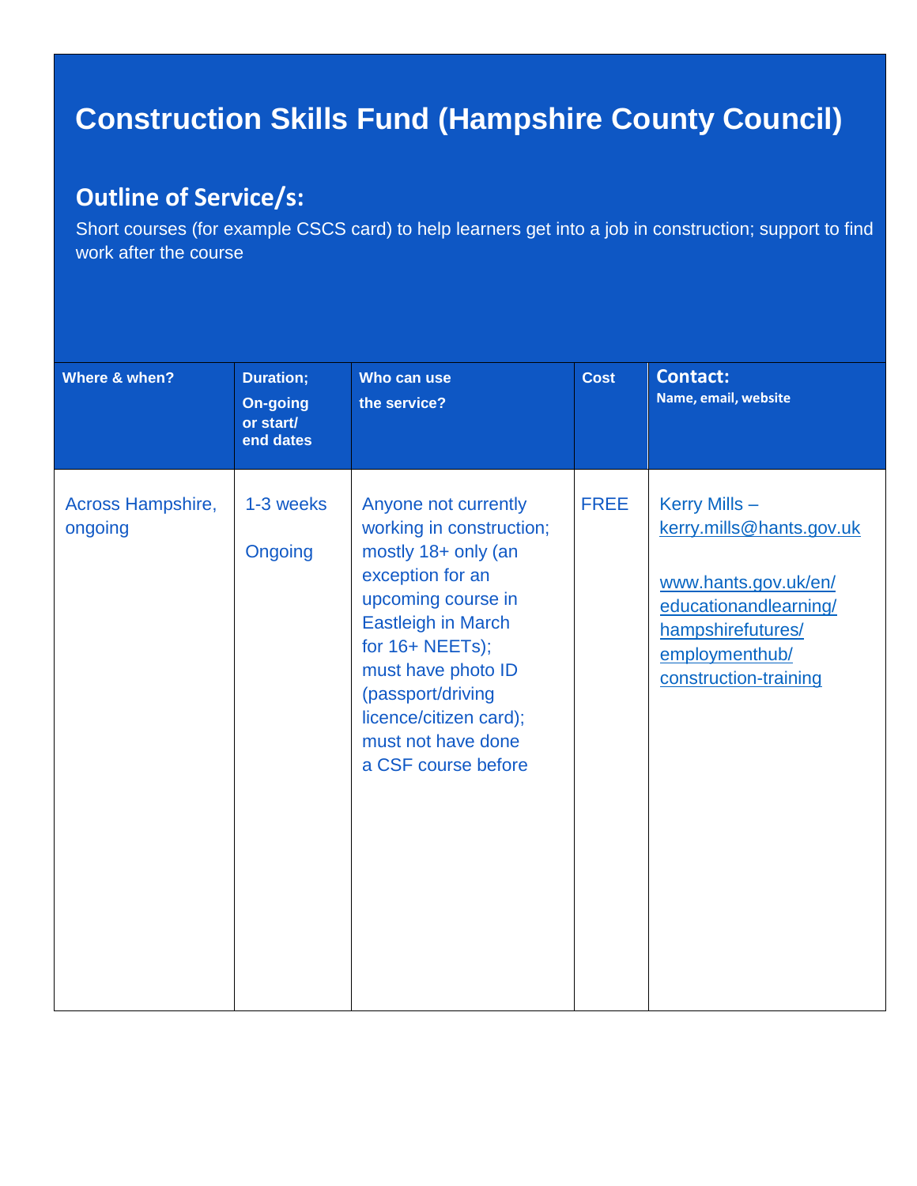# Construction Skills Fund (Hampshire County Council)

## Outline of Service/s:

Short courses (for example CSCS card) to help learners get into a job in construction; support to find work after the course

| Where & when? | Duration; On-going or start/ end dates | Who can use the service? | Cost | Contact: Name, email, website |
|---|---|---|---|---|
| Across Hampshire, ongoing | 1-3 weeks<br><br>Ongoing | Anyone not currently working in construction; mostly 18+ only (an exception for an upcoming course in Eastleigh in March for 16+ NEETs); must have photo ID (passport/driving licence/citizen card); must not have done a CSF course before | FREE | Kerry Mills – kerry.mills@hants.gov.uk<br><br>www.hants.gov.uk/en/educationandlearning/hampshirefutures/employmenthub/construction-training |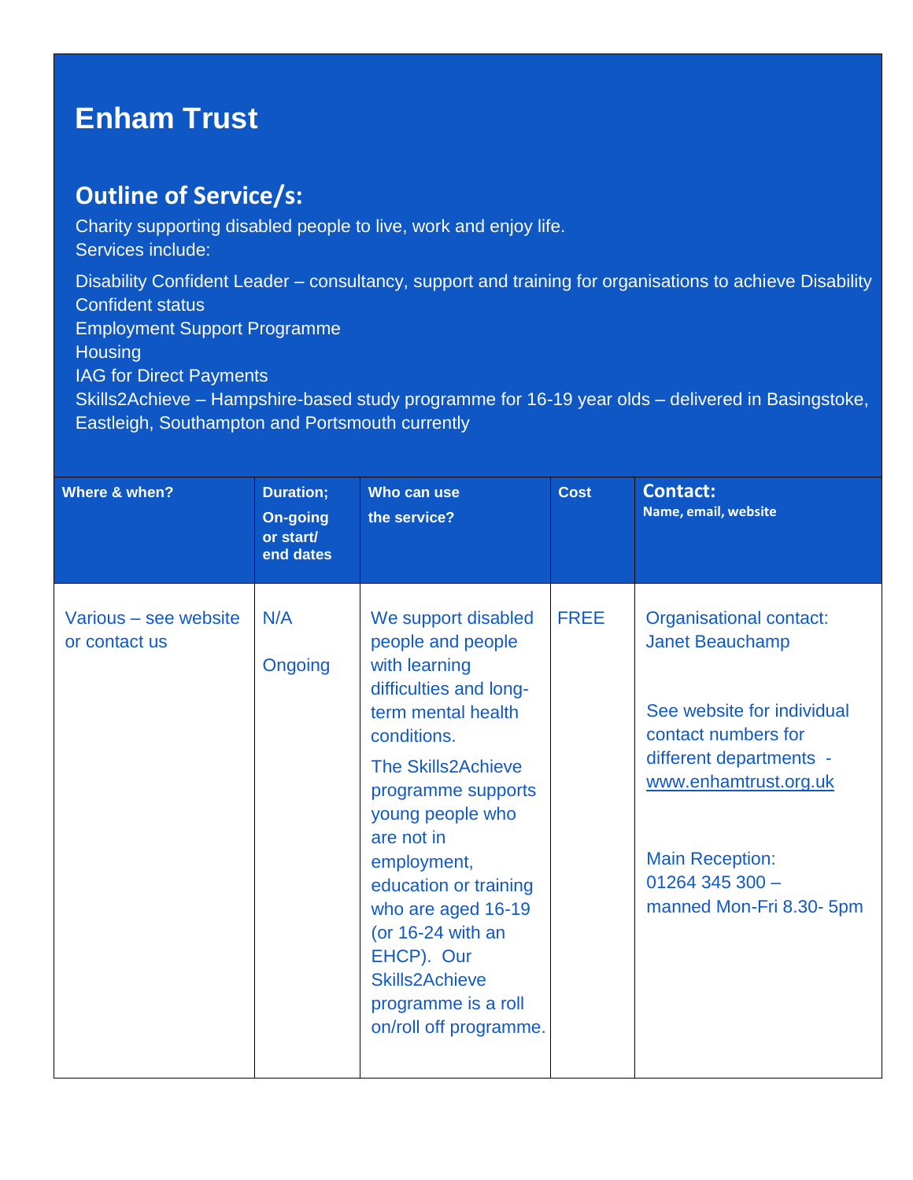# Enham Trust

## Outline of Service/s:

Charity supporting disabled people to live, work and enjoy life.
Services include:

Disability Confident Leader – consultancy, support and training for organisations to achieve Disability Confident status
Employment Support Programme
Housing
IAG for Direct Payments
Skills2Achieve – Hampshire-based study programme for 16-19 year olds – delivered in Basingstoke, Eastleigh, Southampton and Portsmouth currently

| Where & when? | Duration; On-going or start/ end dates | Who can use the service? | Cost | Contact: Name, email, website |
|---|---|---|---|---|
| Various – see website or contact us | N/A<br><br>Ongoing | We support disabled people and people with learning difficulties and long-term mental health conditions.<br><br>The Skills2Achieve programme supports young people who are not in employment, education or training who are aged 16-19 (or 16-24 with an EHCP). Our Skills2Achieve programme is a roll on/roll off programme. | FREE | Organisational contact: Janet Beauchamp<br><br>See website for individual contact numbers for different departments - www.enhamtrust.org.uk<br><br>Main Reception: 01264 345 300 – manned Mon-Fri 8.30- 5pm |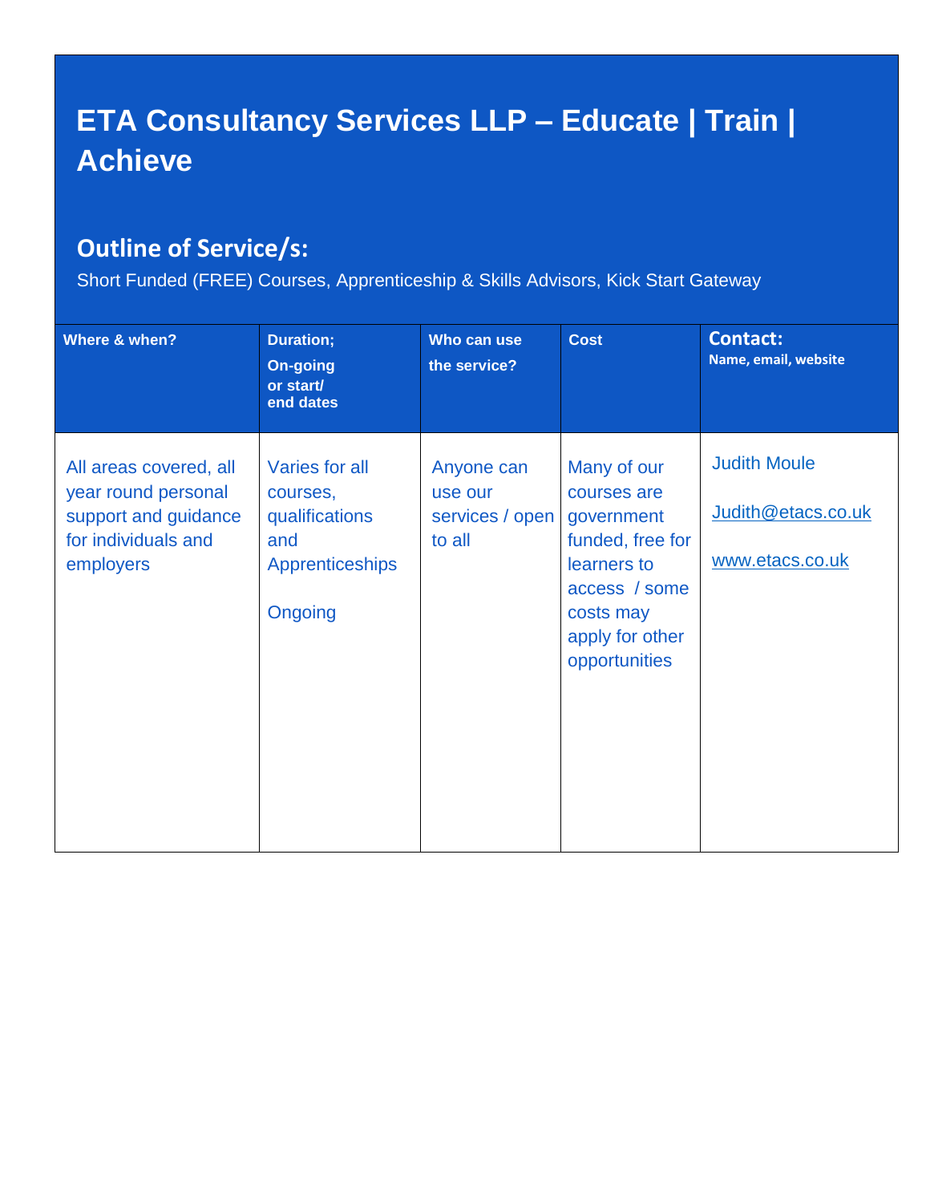# ETA Consultancy Services LLP – Educate | Train | Achieve

## Outline of Service/s:

Short Funded (FREE) Courses, Apprenticeship & Skills Advisors, Kick Start Gateway

| Where & when? | Duration; On-going or start/ end dates | Who can use the service? | Cost | Contact: Name, email, website |
|---|---|---|---|---|
| All areas covered, all year round personal support and guidance for individuals and employers | Varies for all courses, qualifications and Apprenticeships<br><br>Ongoing | Anyone can use our services / open to all | Many of our courses are government funded, free for learners to access / some costs may apply for other opportunities | Judith Moule<br><br>Judith@etacs.co.uk<br><br>www.etacs.co.uk |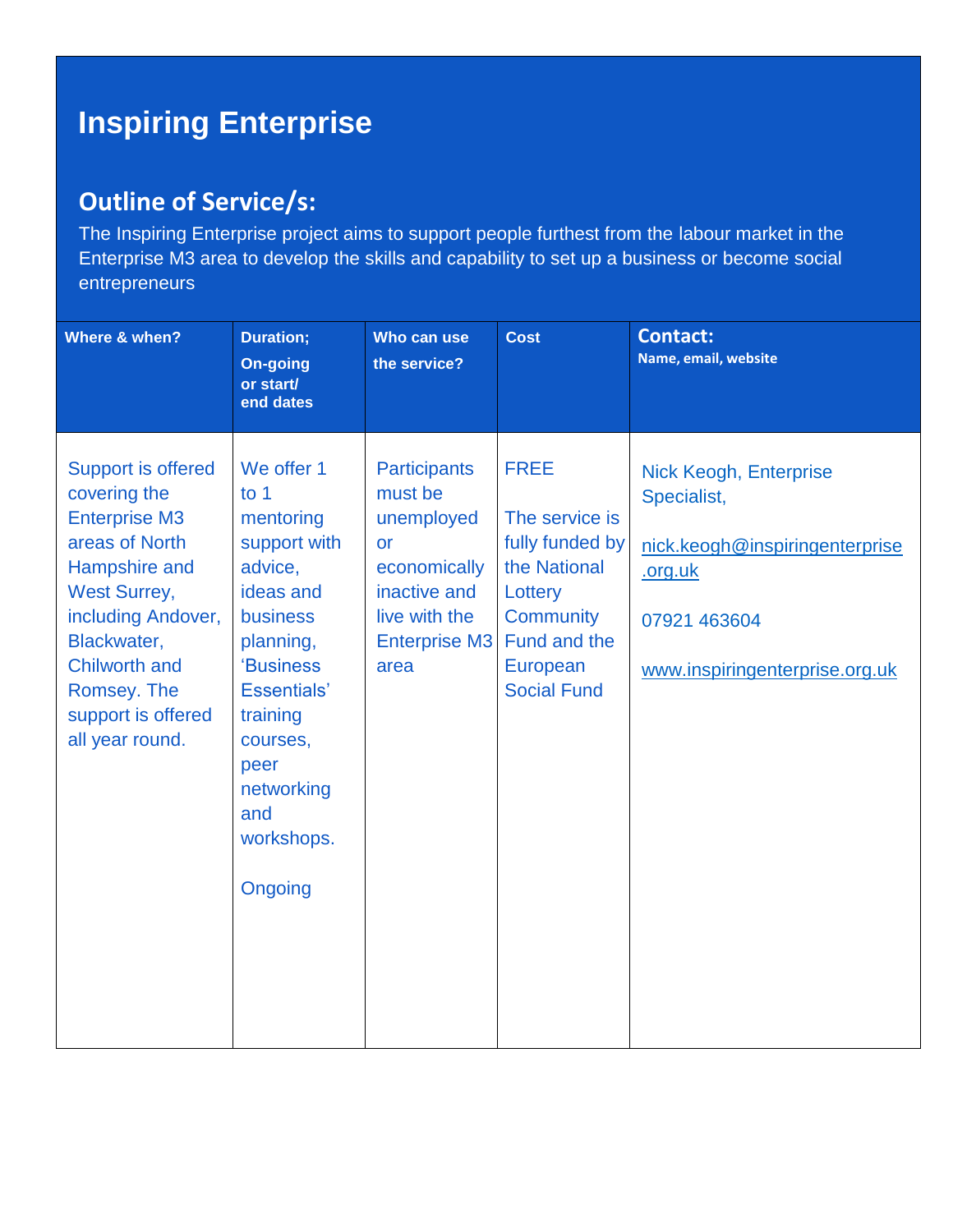# Inspiring Enterprise

## Outline of Service/s:

The Inspiring Enterprise project aims to support people furthest from the labour market in the Enterprise M3 area to develop the skills and capability to set up a business or become social entrepreneurs

| Where & when? | Duration; On-going or start/ end dates | Who can use the service? | Cost | Contact: Name, email, website |
|---|---|---|---|---|
| Support is offered covering the Enterprise M3 areas of North Hampshire and West Surrey, including Andover, Blackwater, Chilworth and Romsey. The support is offered all year round. | We offer 1 to 1 mentoring support with advice, ideas and business planning, 'Business Essentials' training courses, peer networking and workshops.<br><br>Ongoing | Participants must be unemployed or economically inactive and live with the Enterprise M3 area | FREE<br><br>The service is fully funded by the National Lottery Community Fund and the European Social Fund | Nick Keogh, Enterprise Specialist,<br><br>nick.keogh@inspiringenterprise.org.uk<br><br>07921 463604<br><br>www.inspiringenterprise.org.uk |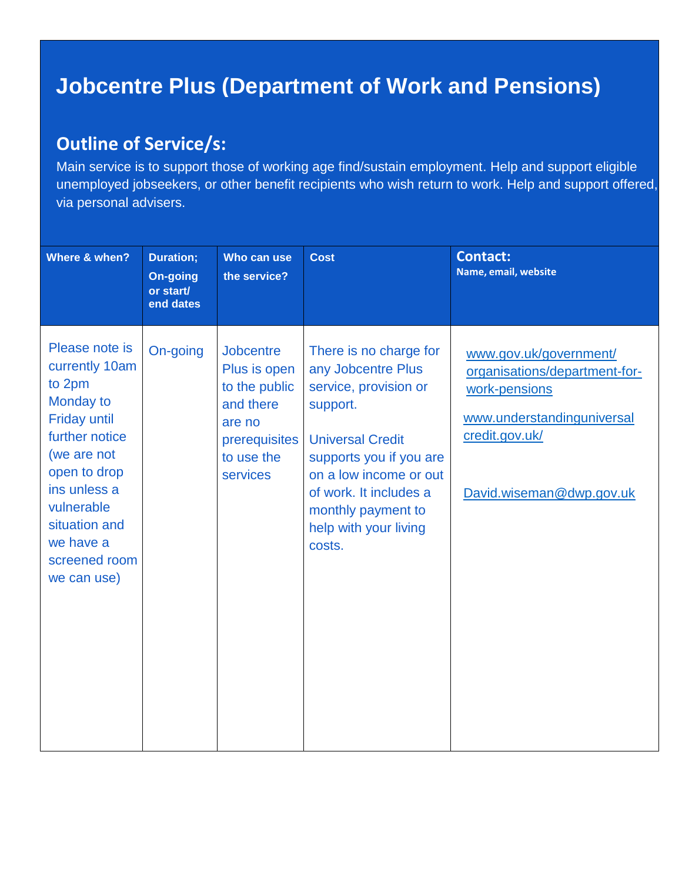# Jobcentre Plus (Department of Work and Pensions)

## Outline of Service/s:

Main service is to support those of working age find/sustain employment. Help and support eligible unemployed jobseekers, or other benefit recipients who wish return to work. Help and support offered, via personal advisers.

| Where & when? | Duration; On-going or start/ end dates | Who can use the service? | Cost | Contact: Name, email, website |
|---|---|---|---|---|
| Please note is currently 10am to 2pm Monday to Friday until further notice (we are not open to drop ins unless a vulnerable situation and we have a screened room we can use) | On-going | Jobcentre Plus is open to the public and there are no prerequisites to use the services | There is no charge for any Jobcentre Plus service, provision or support.<br><br>Universal Credit supports you if you are on a low income or out of work. It includes a monthly payment to help with your living costs. | www.gov.uk/government/organisations/department-for-work-pensions<br><br>www.understandinguniversalcredit.gov.uk/<br><br>David.wiseman@dwp.gov.uk |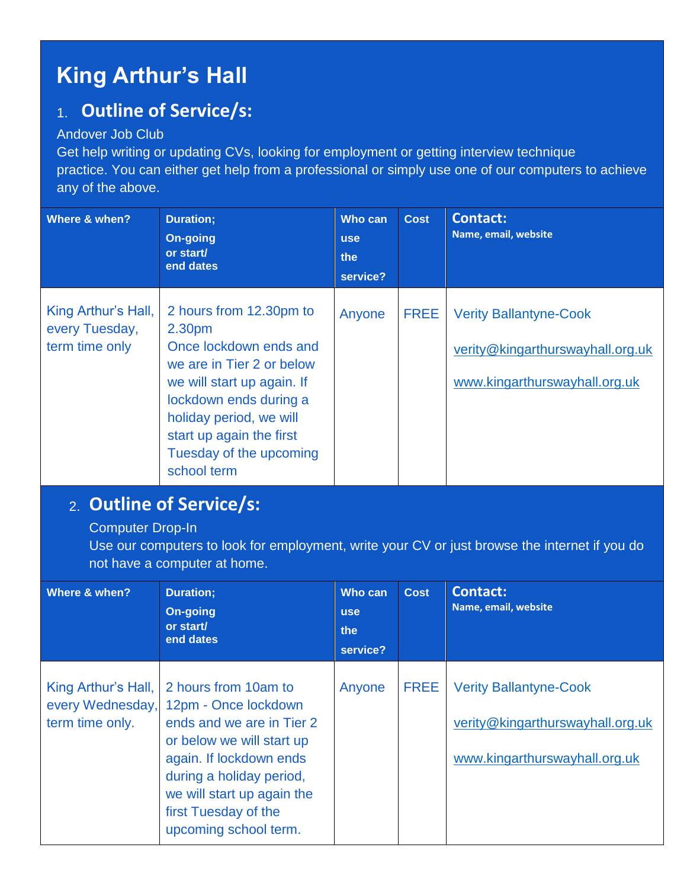# King Arthur's Hall

## 1. Outline of Service/s:

Andover Job Club
Get help writing or updating CVs, looking for employment or getting interview technique practice. You can either get help from a professional or simply use one of our computers to achieve any of the above.

| Where & when? | Duration; On-going or start/ end dates | Who can use the service? | Cost | Contact: Name, email, website |
|---|---|---|---|---|
| King Arthur's Hall, every Tuesday, term time only | 2 hours from 12.30pm to 2.30pm Once lockdown ends and we are in Tier 2 or below we will start up again. If lockdown ends during a holiday period, we will start up again the first Tuesday of the upcoming school term | Anyone | FREE | Verity Ballantyne-Cook verity@kingarthurswayhall.org.uk www.kingarthurswayhall.org.uk |

## 2. Outline of Service/s:

Computer Drop-In
Use our computers to look for employment, write your CV or just browse the internet if you do not have a computer at home.

| Where & when? | Duration; On-going or start/ end dates | Who can use the service? | Cost | Contact: Name, email, website |
|---|---|---|---|---|
| King Arthur's Hall, every Wednesday, term time only. | 2 hours from 10am to 12pm - Once lockdown ends and we are in Tier 2 or below we will start up again. If lockdown ends during a holiday period, we will start up again the first Tuesday of the upcoming school term. | Anyone | FREE | Verity Ballantyne-Cook verity@kingarthurswayhall.org.uk www.kingarthurswayhall.org.uk |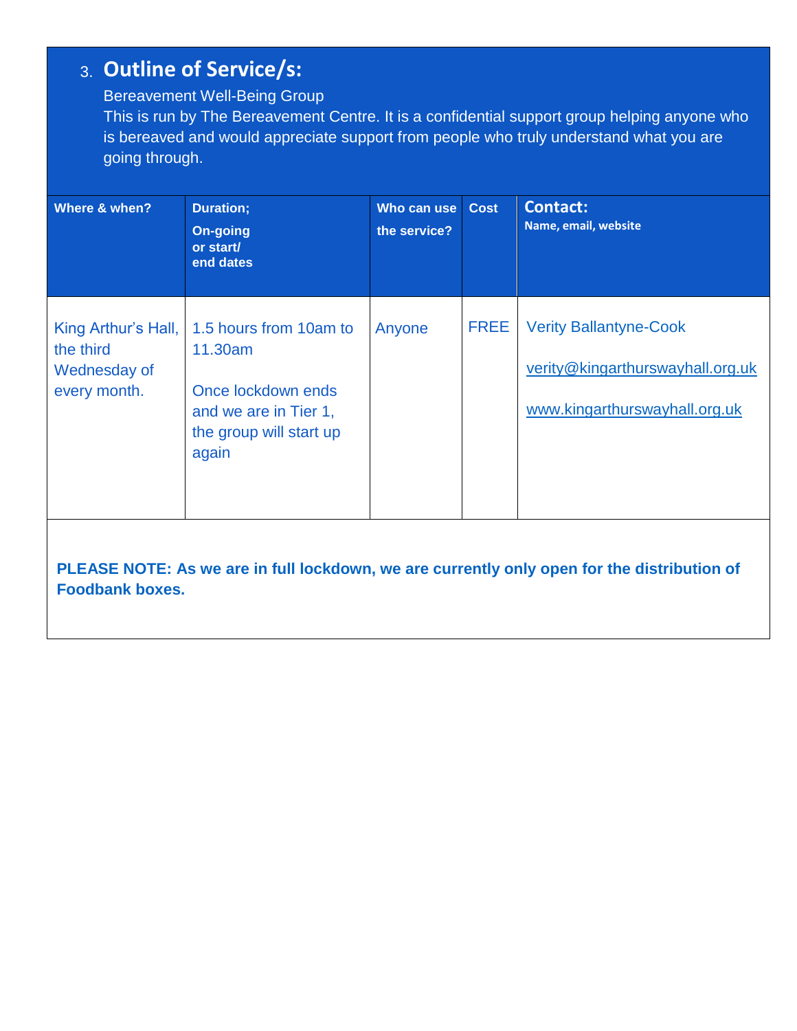### 3. **Outline of Service/s:**

Bereavement Well-Being Group

This is run by The Bereavement Centre. It is a confidential support group helping anyone who is bereaved and would appreciate support from people who truly understand what you are going through.

| Where & when? | Duration; On-going or start/ end dates | Who can use the service? | Cost | **Contact:** Name, email, website |
| --- | --- | --- | --- | --- |
| King Arthur's Hall, the third Wednesday of every month. | 1.5 hours from 10am to 11.30am<br><br>Once lockdown ends and we are in Tier 1, the group will start up again | Anyone | FREE | Verity Ballantyne-Cook<br><br>verity@kingarthurswayhall.org.uk<br><br>www.kingarthurswayhall.org.uk |

**PLEASE NOTE: As we are in full lockdown, we are currently only open for the distribution of Foodbank boxes.**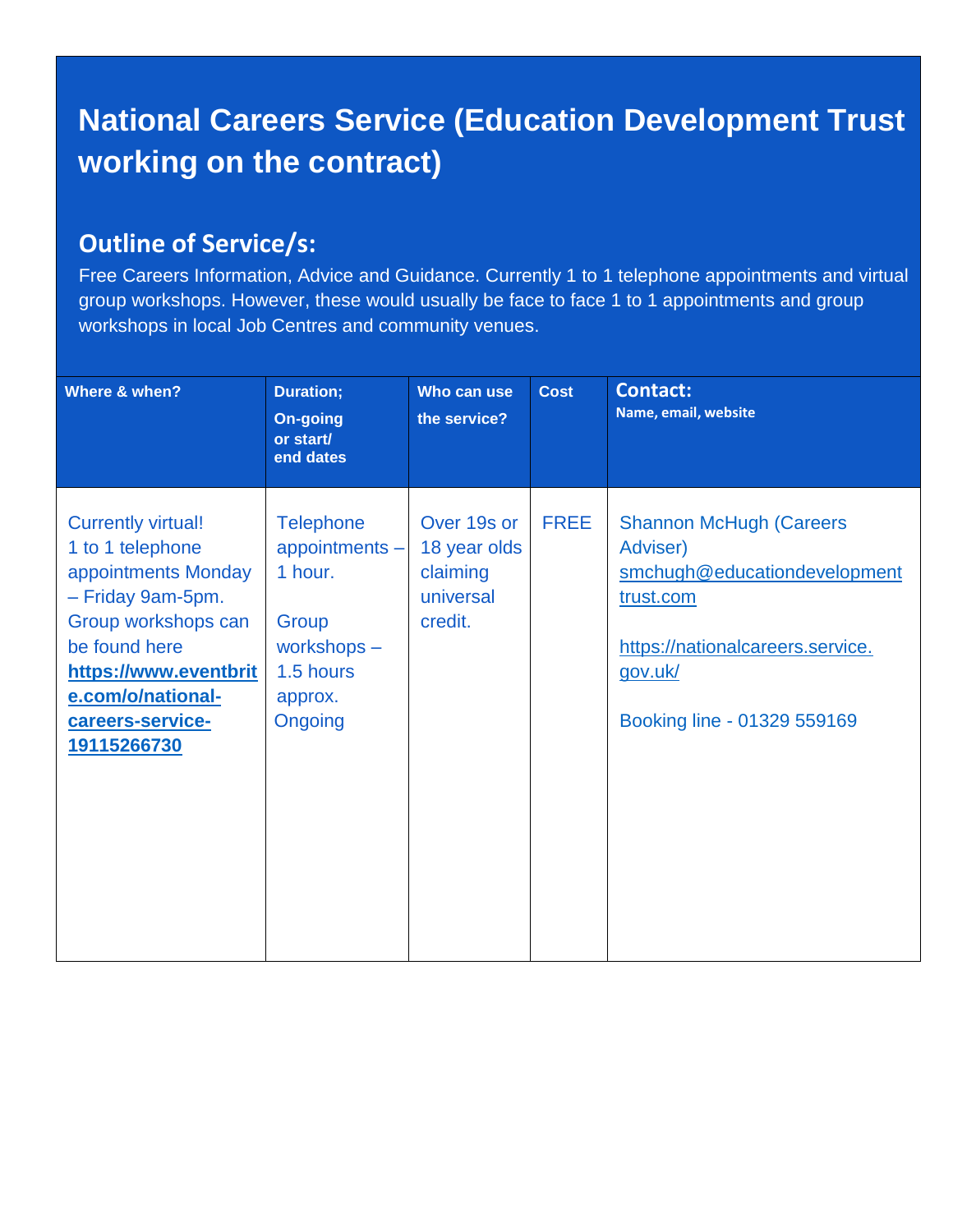# National Careers Service (Education Development Trust working on the contract)

## Outline of Service/s:

Free Careers Information, Advice and Guidance. Currently 1 to 1 telephone appointments and virtual group workshops. However, these would usually be face to face 1 to 1 appointments and group workshops in local Job Centres and community venues.

| Where & when? | Duration; On-going or start/ end dates | Who can use the service? | Cost | Contact: Name, email, website |
|---|---|---|---|---|
| Currently virtual! 1 to 1 telephone appointments Monday – Friday 9am-5pm. Group workshops can be found here **https://www.eventbrite.com/o/national-careers-service-19115266730** | Telephone appointments – 1 hour. Group workshops – 1.5 hours approx. Ongoing | Over 19s or 18 year olds claiming universal credit. | FREE | Shannon McHugh (Careers Adviser) smchugh@educationdevelopmenttrust.com https://nationalcareers.service.gov.uk/ Booking line - 01329 559169 |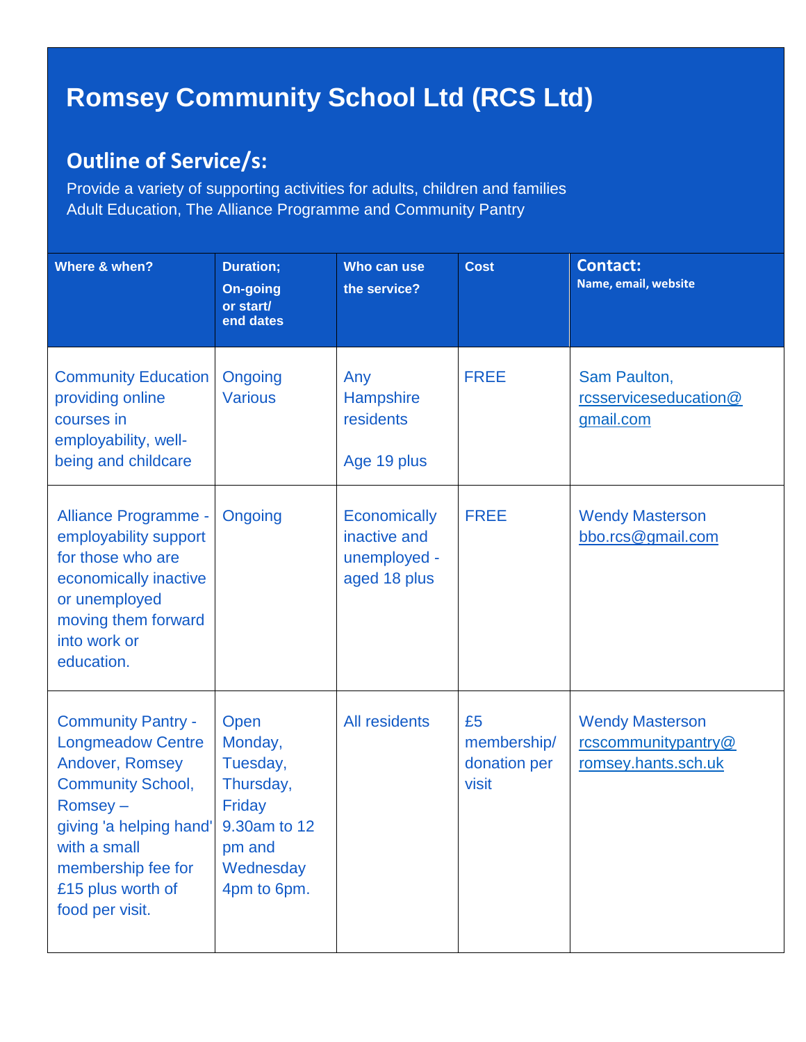# Romsey Community School Ltd (RCS Ltd)

## Outline of Service/s:

Provide a variety of supporting activities for adults, children and families
Adult Education, The Alliance Programme and Community Pantry

| Where & when? | Duration; On-going or start/ end dates | Who can use the service? | Cost | Contact: Name, email, website |
|---|---|---|---|---|
| Community Education providing online courses in employability, well-being and childcare | Ongoing Various | Any Hampshire residents<br><br>Age 19 plus | FREE | Sam Paulton, rcsserviceeducation@gmail.com |
| Alliance Programme - employability support for those who are economically inactive or unemployed moving them forward into work or education. | Ongoing | Economically inactive and unemployed - aged 18 plus | FREE | Wendy Masterson bbo.rcs@gmail.com |
| Community Pantry - Longmeadow Centre Andover, Romsey Community School, Romsey – giving 'a helping hand' with a small membership fee for £15 plus worth of food per visit. | Open Monday, Tuesday, Thursday, Friday 9.30am to 12 pm and Wednesday 4pm to 6pm. | All residents | £5 membership/ donation per visit | Wendy Masterson rcscommunitypantry@romsey.hants.sch.uk |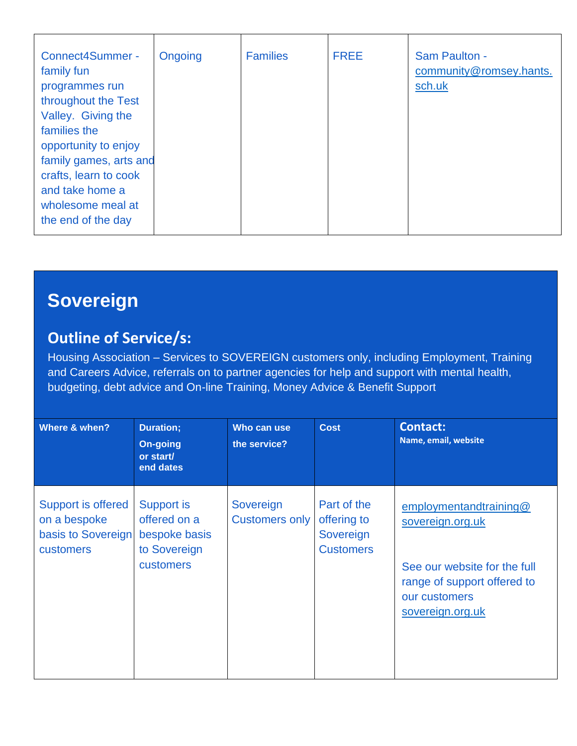| Connect4Summer - family fun programmes run throughout the Test Valley. Giving the families the opportunity to enjoy family games, arts and crafts, learn to cook and take home a wholesome meal at the end of the day | Ongoing | Families | FREE | Sam Paulton - community@romsey.hants.sch.uk |
|---|---|---|---|---|

## Sovereign

### Outline of Service/s:

Housing Association – Services to SOVEREIGN customers only, including Employment, Training and Careers Advice, referrals on to partner agencies for help and support with mental health, budgeting, debt advice and On-line Training, Money Advice & Benefit Support

| Where & when? | Duration; On-going or start/ end dates | Who can use the service? | Cost | Contact: Name, email, website |
|---|---|---|---|---|
| Support is offered on a bespoke basis to Sovereign customers | Support is offered on a bespoke basis to Sovereign customers | Sovereign Customers only | Part of the offering to Sovereign Customers | employmentandtraining@sovereign.org.uk<br><br>See our website for the full range of support offered to our customers sovereign.org.uk |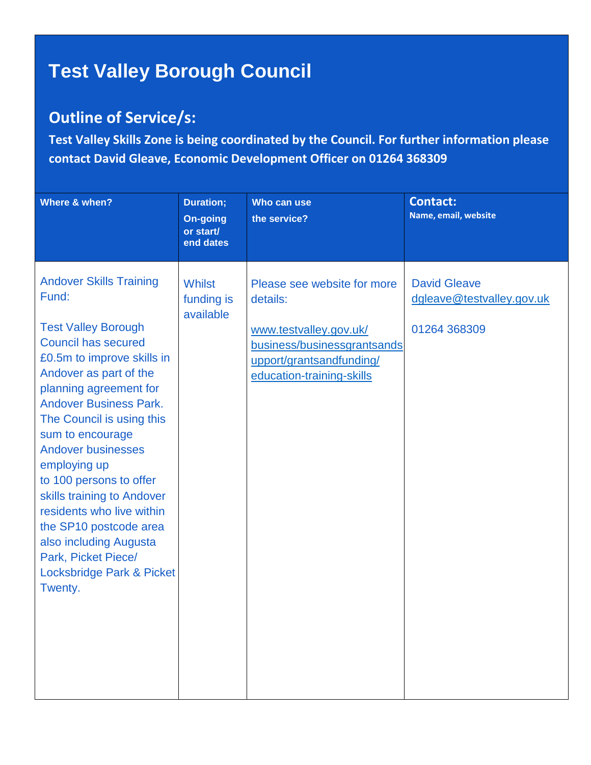# Test Valley Borough Council

## Outline of Service/s:

**Test Valley Skills Zone is being coordinated by the Council. For further information please contact David Gleave, Economic Development Officer on 01264 368309**

| Where & when? | Duration; On-going or start/ end dates | Who can use the service? | Contact: Name, email, website |
|---|---|---|---|
| Andover Skills Training Fund:<br><br>Test Valley Borough Council has secured £0.5m to improve skills in Andover as part of the planning agreement for Andover Business Park. The Council is using this sum to encourage Andover businesses employing up to 100 persons to offer skills training to Andover residents who live within the SP10 postcode area also including Augusta Park, Picket Piece/ Locksbridge Park & Picket Twenty. | Whilst funding is available | Please see website for more details:<br><br>www.testvalley.gov.uk/business/businessgrantsandsupport/grantsandfunding/education-training-skills | David Gleave<br>dgleave@testvalley.gov.uk<br><br>01264 368309 |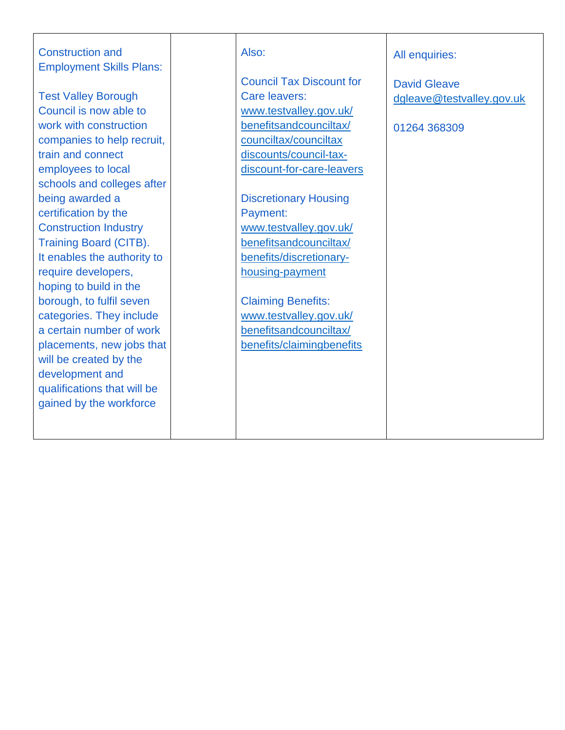| | | | |
|---|---|---|---|
| Construction and Employment Skills Plans:<br><br>Test Valley Borough Council is now able to work with construction companies to help recruit, train and connect employees to local schools and colleges after being awarded a certification by the Construction Industry Training Board (CITB). It enables the authority to require developers, hoping to build in the borough, to fulfil seven categories. They include a certain number of work placements, new jobs that will be created by the development and qualifications that will be gained by the workforce | | Also:<br><br>Council Tax Discount for Care leavers: www.testvalley.gov.uk/benefitsandcounciltax/counciltax/counciltaxdiscounts/council-tax-discount-for-care-leavers<br><br>Discretionary Housing Payment: www.testvalley.gov.uk/benefitsandcounciltax/benefits/discretionary-housing-payment<br><br>Claiming Benefits: www.testvalley.gov.uk/benefitsandcounciltax/benefits/claimingbenefits | All enquiries:<br><br>David Gleave<br>dgleave@testvalley.gov.uk<br><br>01264 368309 |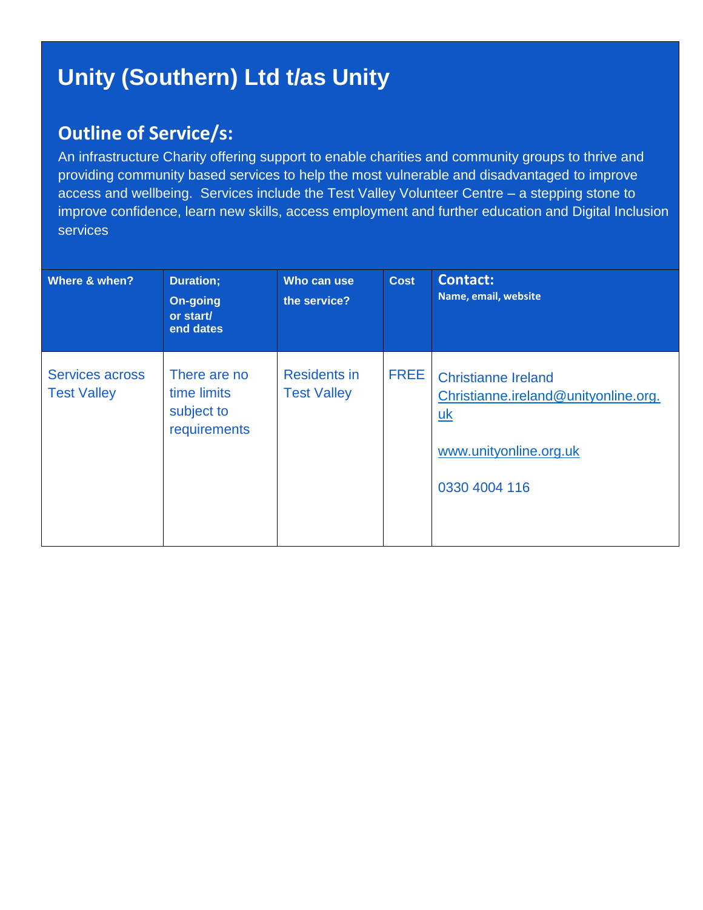# Unity (Southern) Ltd t/as Unity

## Outline of Service/s:

An infrastructure Charity offering support to enable charities and community groups to thrive and providing community based services to help the most vulnerable and disadvantaged to improve access and wellbeing. Services include the Test Valley Volunteer Centre – a stepping stone to improve confidence, learn new skills, access employment and further education and Digital Inclusion services

| Where & when? | Duration; On-going or start/ end dates | Who can use the service? | Cost | Contact: Name, email, website |
|---|---|---|---|---|
| Services across Test Valley | There are no time limits subject to requirements | Residents in Test Valley | FREE | Christianne Ireland<br>Christianne.ireland@unityonline.org.uk<br><br>www.unityonline.org.uk<br><br>0330 4004 116 |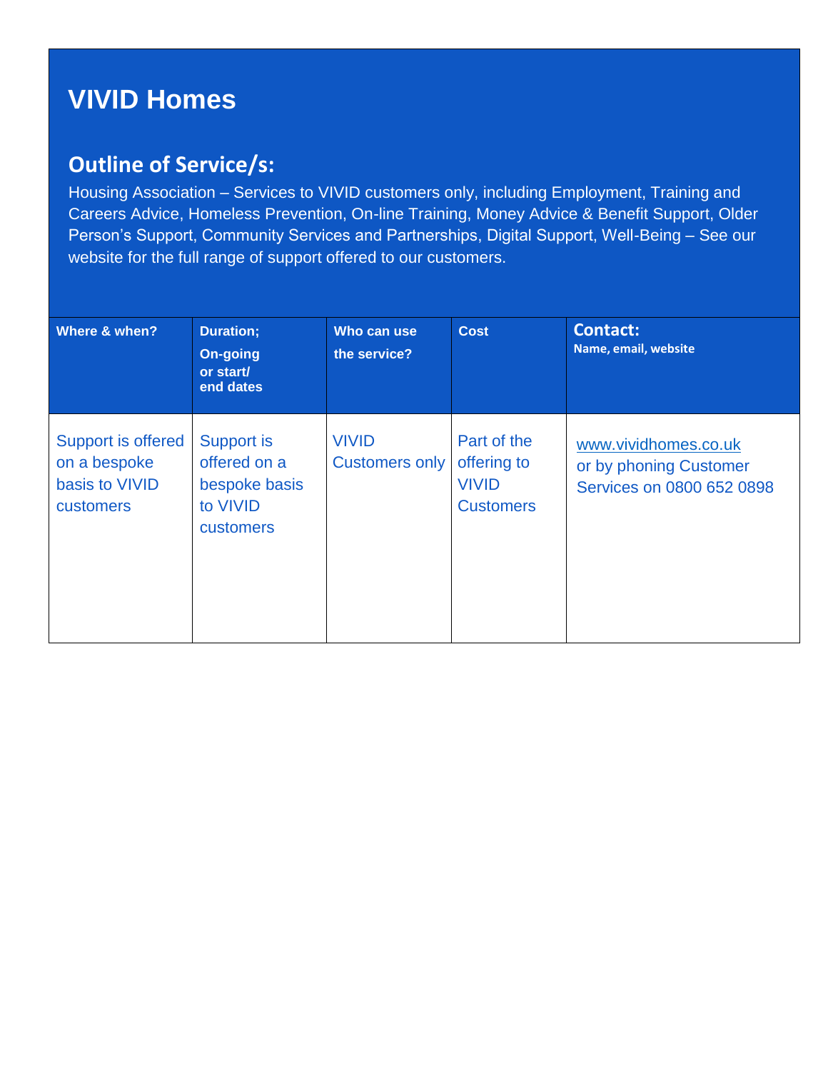# VIVID Homes

## Outline of Service/s:

Housing Association – Services to VIVID customers only, including Employment, Training and Careers Advice, Homeless Prevention, On-line Training, Money Advice & Benefit Support, Older Person's Support, Community Services and Partnerships, Digital Support, Well-Being – See our website for the full range of support offered to our customers.

| Where & when? | Duration; On-going or start/ end dates | Who can use the service? | Cost | Contact: Name, email, website |
|---|---|---|---|---|
| Support is offered on a bespoke basis to VIVID customers | Support is offered on a bespoke basis to VIVID customers | VIVID Customers only | Part of the offering to VIVID Customers | www.vividhomes.co.uk or by phoning Customer Services on 0800 652 0898 |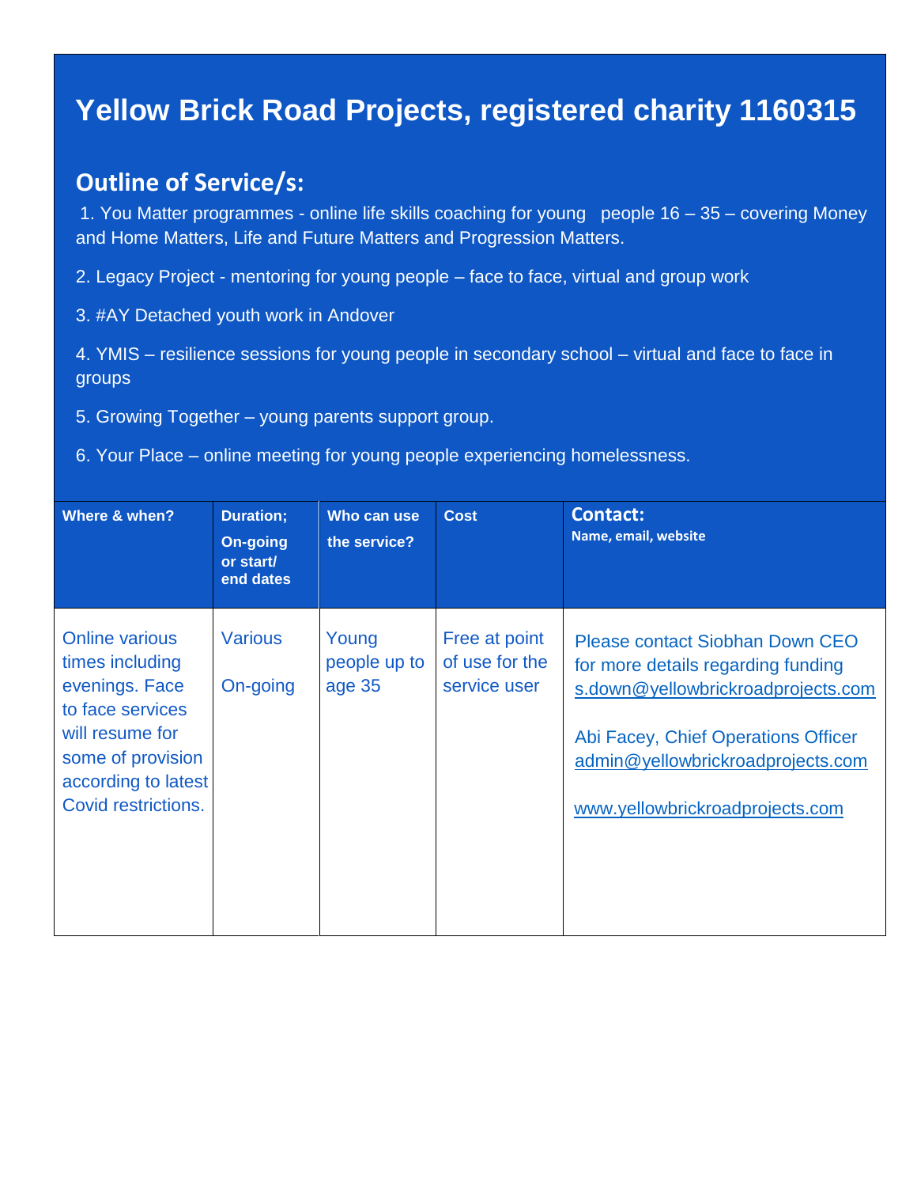# Yellow Brick Road Projects, registered charity 1160315

## Outline of Service/s:

1. You Matter programmes - online life skills coaching for young people 16 – 35 – covering Money and Home Matters, Life and Future Matters and Progression Matters.

2. Legacy Project - mentoring for young people – face to face, virtual and group work

3. #AY Detached youth work in Andover

4. YMIS – resilience sessions for young people in secondary school – virtual and face to face in groups

5. Growing Together – young parents support group.

6. Your Place – online meeting for young people experiencing homelessness.

| Where & when? | Duration; On-going or start/ end dates | Who can use the service? | Cost | Contact: Name, email, website |
|---|---|---|---|---|
| Online various times including evenings. Face to face services will resume for some of provision according to latest Covid restrictions. | Various<br><br>On-going | Young people up to age 35 | Free at point of use for the service user | Please contact Siobhan Down CEO for more details regarding funding s.down@yellowbrickroadprojects.com<br><br>Abi Facey, Chief Operations Officer admin@yellowbrickroadprojects.com<br><br>www.yellowbrickroadprojects.com |